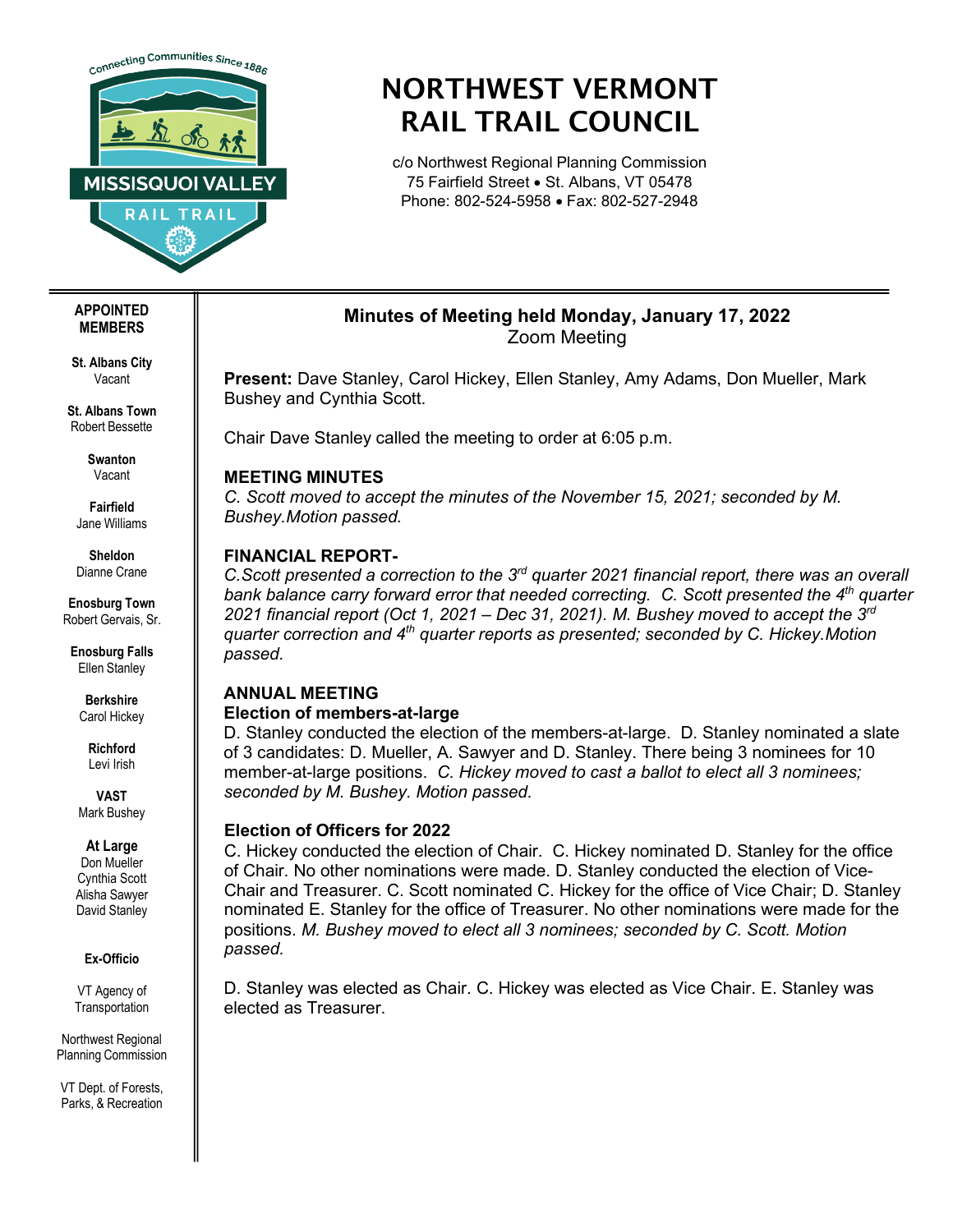# NORTHWEST VERMONT RAIL TRAIL COUNCIL

c/o Northwest Regional Planning Commission
75 Fairfield Street • St. Albans, VT 05478
Phone: 802-524-5958 • Fax: 802-527-2948

**APPOINTED MEMBERS**

**St. Albans City**
Vacant

**St. Albans Town**
Robert Bessette

**Swanton**
Vacant

**Fairfield**
Jane Williams

**Sheldon**
Dianne Crane

**Enosburg Town**
Robert Gervais, Sr.

**Enosburg Falls**
Ellen Stanley

**Berkshire**
Carol Hickey

**Richford**
Levi Irish

**VAST**
Mark Bushey

**At Large**
Don Mueller
Cynthia Scott
Alisha Sawyer
David Stanley

**Ex-Officio**

VT Agency of Transportation

Northwest Regional Planning Commission

VT Dept. of Forests, Parks, & Recreation

## Minutes of Meeting held Monday, January 17, 2022

Zoom Meeting

**Present:** Dave Stanley, Carol Hickey, Ellen Stanley, Amy Adams, Don Mueller, Mark Bushey and Cynthia Scott.

Chair Dave Stanley called the meeting to order at 6:05 p.m.

### MEETING MINUTES

*C. Scott moved to accept the minutes of the November 15, 2021; seconded by M. Bushey.Motion passed.*

### FINANCIAL REPORT-

*C.Scott presented a correction to the 3rd quarter 2021 financial report, there was an overall bank balance carry forward error that needed correcting. C. Scott presented the 4th quarter 2021 financial report (Oct 1, 2021 – Dec 31, 2021). M. Bushey moved to accept the 3rd quarter correction and 4th quarter reports as presented; seconded by C. Hickey.Motion passed.*

### ANNUAL MEETING

#### Election of members-at-large

D. Stanley conducted the election of the members-at-large. D. Stanley nominated a slate of 3 candidates: D. Mueller, A. Sawyer and D. Stanley. There being 3 nominees for 10 member-at-large positions. *C. Hickey moved to cast a ballot to elect all 3 nominees; seconded by M. Bushey. Motion passed.*

#### Election of Officers for 2022

C. Hickey conducted the election of Chair. C. Hickey nominated D. Stanley for the office of Chair. No other nominations were made. D. Stanley conducted the election of Vice-Chair and Treasurer. C. Scott nominated C. Hickey for the office of Vice Chair; D. Stanley nominated E. Stanley for the office of Treasurer. No other nominations were made for the positions. *M. Bushey moved to elect all 3 nominees; seconded by C. Scott. Motion passed.*

D. Stanley was elected as Chair. C. Hickey was elected as Vice Chair. E. Stanley was elected as Treasurer.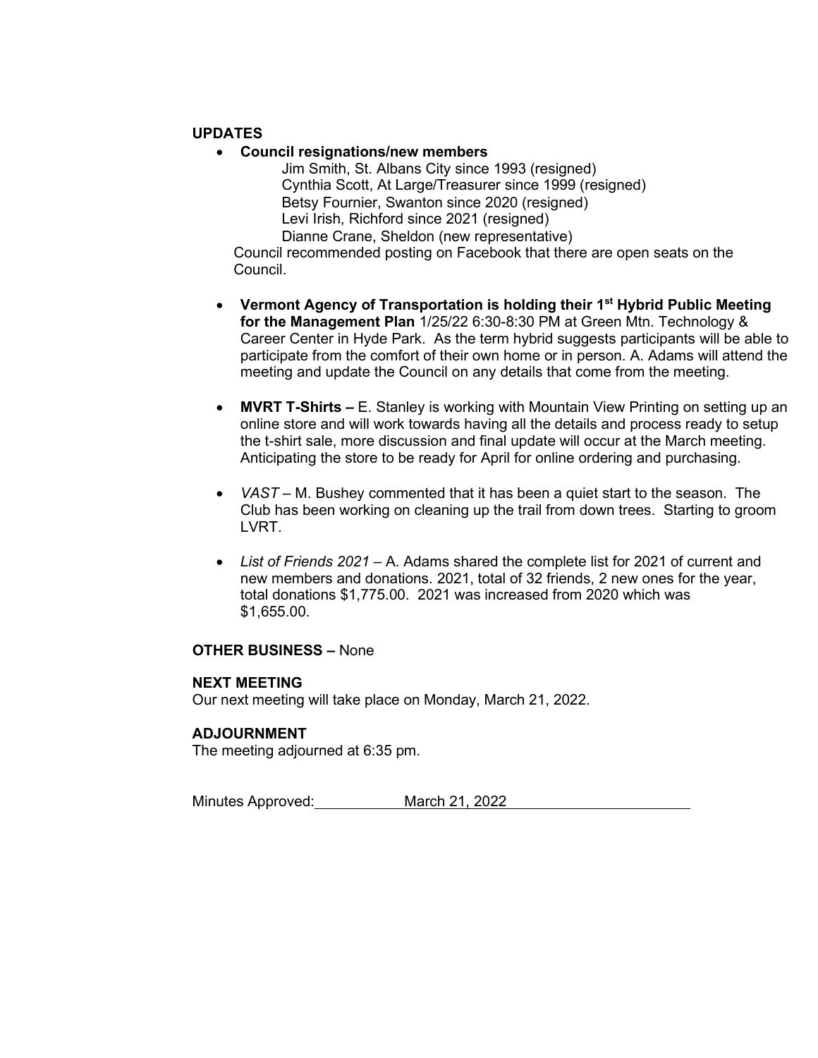**UPDATES**

- **Council resignations/new members**

  Jim Smith, St. Albans City since 1993 (resigned)
  Cynthia Scott, At Large/Treasurer since 1999 (resigned)
  Betsy Fournier, Swanton since 2020 (resigned)
  Levi Irish, Richford since 2021 (resigned)
  Dianne Crane, Sheldon (new representative)

  Council recommended posting on Facebook that there are open seats on the Council.

- **Vermont Agency of Transportation is holding their 1st Hybrid Public Meeting for the Management Plan** 1/25/22 6:30-8:30 PM at Green Mtn. Technology & Career Center in Hyde Park. As the term hybrid suggests participants will be able to participate from the comfort of their own home or in person. A. Adams will attend the meeting and update the Council on any details that come from the meeting.

- **MVRT T-Shirts –** E. Stanley is working with Mountain View Printing on setting up an online store and will work towards having all the details and process ready to setup the t-shirt sale, more discussion and final update will occur at the March meeting. Anticipating the store to be ready for April for online ordering and purchasing.

- *VAST* – M. Bushey commented that it has been a quiet start to the season. The Club has been working on cleaning up the trail from down trees. Starting to groom LVRT.

- *List of Friends 2021* – A. Adams shared the complete list for 2021 of current and new members and donations. 2021, total of 32 friends, 2 new ones for the year, total donations $1,775.00. 2021 was increased from 2020 which was $1,655.00.

**OTHER BUSINESS –** None

**NEXT MEETING**
Our next meeting will take place on Monday, March 21, 2022.

**ADJOURNMENT**
The meeting adjourned at 6:35 pm.

Minutes Approved: March 21, 2022